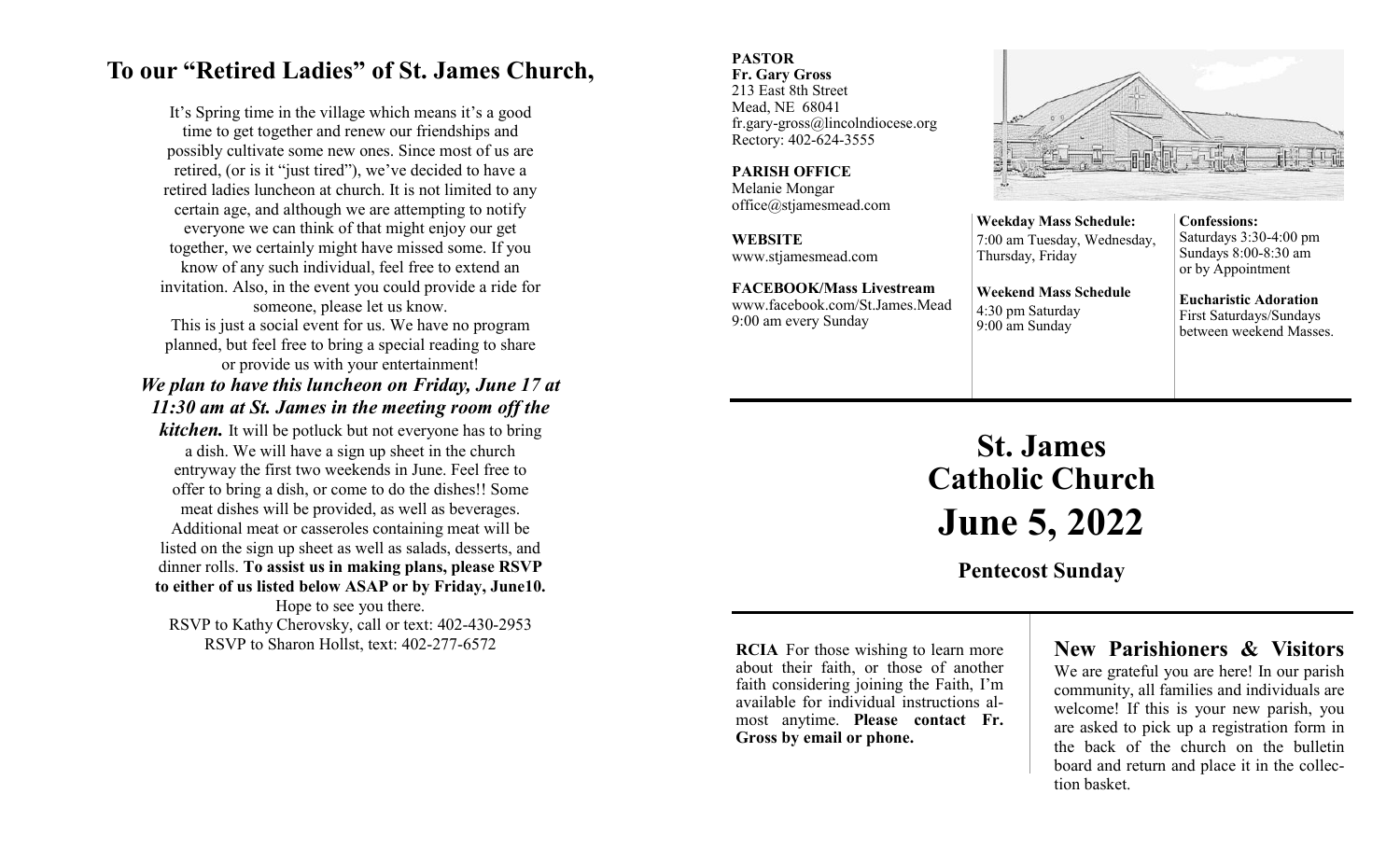# To our "Retired Ladies" of St. James Church,

It's Spring time in the village which means it's a good time to get together and renew our friendships and possibly cultivate some new ones. Since most of us are retired, (or is it "just tired"), we've decided to have a retired ladies luncheon at church. It is not limited to any certain age, and although we are attempting to notify everyone we can think of that might enjoy our get together, we certainly might have missed some. If you know of any such individual, feel free to extend an invitation. Also, in the event you could provide a ride for someone, please let us know.

This is just a social event for us. We have no program planned, but feel free to bring a special reading to share or provide us with your entertainment!

***We plan to have this luncheon on Friday, June 17 at 11:30 am at St. James in the meeting room off the kitchen.*** It will be potluck but not everyone has to bring a dish. We will have a sign up sheet in the church entryway the first two weekends in June. Feel free to offer to bring a dish, or come to do the dishes!! Some meat dishes will be provided, as well as beverages. Additional meat or casseroles containing meat will be listed on the sign up sheet as well as salads, desserts, and dinner rolls. **To assist us in making plans, please RSVP to either of us listed below ASAP or by Friday, June10.**

Hope to see you there.

RSVP to Kathy Cherovsky, call or text: 402-430-2953

RSVP to Sharon Hollst, text: 402-277-6572

**PASTOR**
**Fr. Gary Gross**
213 East 8th Street
Mead, NE 68041
fr.gary-gross@lincolndiocese.org
Rectory: 402-624-3555

**PARISH OFFICE**
Melanie Mongar
office@stjamesmead.com

**WEBSITE**
www.stjamesmead.com

**FACEBOOK/Mass Livestream**
www.facebook.com/St.James.Mead
9:00 am every Sunday

**Weekday Mass Schedule:**
7:00 am Tuesday, Wednesday, Thursday, Friday

**Weekend Mass Schedule**
4:30 pm Saturday
9:00 am Sunday

**Confessions:**
Saturdays 3:30-4:00 pm
Sundays 8:00-8:30 am
or by Appointment

**Eucharistic Adoration**
First Saturdays/Sundays between weekend Masses.

# St. James Catholic Church

# June 5, 2022

## Pentecost Sunday

**RCIA** For those wishing to learn more about their faith, or those of another faith considering joining the Faith, I'm available for individual instructions almost anytime. **Please contact Fr. Gross by email or phone.**

## New Parishioners & Visitors

We are grateful you are here! In our parish community, all families and individuals are welcome! If this is your new parish, you are asked to pick up a registration form in the back of the church on the bulletin board and return and place it in the collection basket.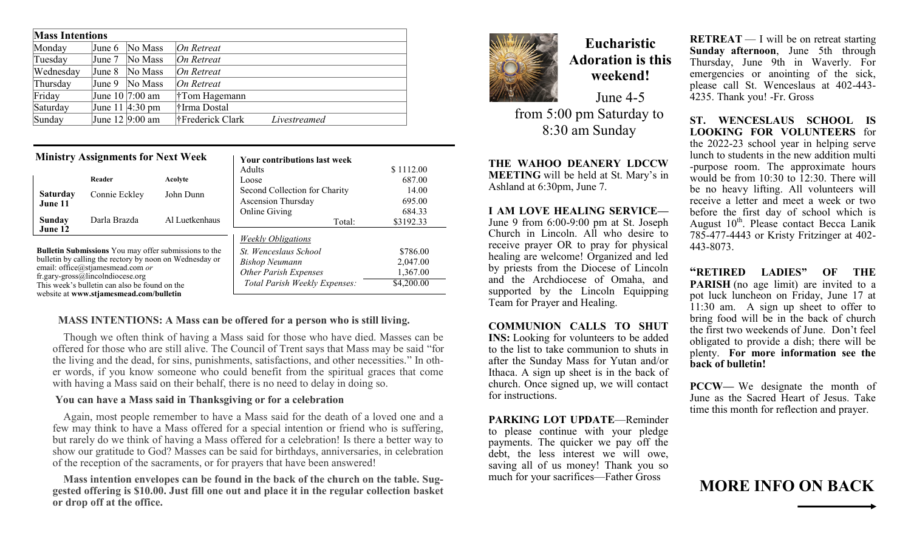## Mass Intentions

| | | | | |
|---|---|---|---|---|
| Monday | June 6 | No Mass | *On Retreat* | |
| Tuesday | June 7 | No Mass | *On Retreat* | |
| Wednesday | June 8 | No Mass | *On Retreat* | |
| Thursday | June 9 | No Mass | *On Retreat* | |
| Friday | June 10 | 7:00 am | †Tom Hagemann | |
| Saturday | June 11 | 4:30 pm | †Irma Dostal | |
| Sunday | June 12 | 9:00 am | †Frederick Clark | *Livestreamed* |

## Ministry Assignments for Next Week

| | Reader | Acolyte |
|---|---|---|
| **Saturday June 11** | Connie Eckley | John Dunn |
| **Sunday June 12** | Darla Brazda | Al Luetkenhaus |

**Bulletin Submissions** You may offer submissions to the bulletin by calling the rectory by noon on Wednesday or email: office@stjamesmead.com *or* fr.gary-gross@lincolndiocese.org
This week's bulletin can also be found on the website at **www.stjamesmead.com/bulletin**

| **Your contributions last week** | |
|---|---|
| Adults | $ 1112.00 |
| Loose | 687.00 |
| Second Collection for Charity | 14.00 |
| Ascension Thursday | 695.00 |
| Online Giving | 684.33 |
| Total: | $3192.33 |

| *Weekly Obligations* | |
|---|---|
| *St. Wenceslaus School* | $786.00 |
| *Bishop Neumann* | 2,047.00 |
| *Other Parish Expenses* | 1,367.00 |
| *Total Parish Weekly Expenses:* | $4,200.00 |

### MASS INTENTIONS: A Mass can be offered for a person who is still living.

Though we often think of having a Mass said for those who have died. Masses can be offered for those who are still alive. The Council of Trent says that Mass may be said "for the living and the dead, for sins, punishments, satisfactions, and other necessities." In other words, if you know someone who could benefit from the spiritual graces that come with having a Mass said on their behalf, there is no need to delay in doing so.

**You can have a Mass said in Thanksgiving or for a celebration**

Again, most people remember to have a Mass said for the death of a loved one and a few may think to have a Mass offered for a special intention or friend who is suffering, but rarely do we think of having a Mass offered for a celebration! Is there a better way to show our gratitude to God? Masses can be said for birthdays, anniversaries, in celebration of the reception of the sacraments, or for prayers that have been answered!

**Mass intention envelopes can be found in the back of the church on the table. Suggested offering is $10.00. Just fill one out and place it in the regular collection basket or drop off at the office.**

## Eucharistic Adoration is this weekend!

June 4-5
from 5:00 pm Saturday to 8:30 am Sunday

**THE WAHOO DEANERY LDCCW MEETING** will be held at St. Mary's in Ashland at 6:30pm, June 7.

**I AM LOVE HEALING SERVICE—** June 9 from 6:00-9:00 pm at St. Joseph Church in Lincoln. All who desire to receive prayer OR to pray for physical healing are welcome! Organized and led by priests from the Diocese of Lincoln and the Archdiocese of Omaha, and supported by the Lincoln Equipping Team for Prayer and Healing.

**COMMUNION CALLS TO SHUT INS:** Looking for volunteers to be added to the list to take communion to shuts in after the Sunday Mass for Yutan and/or Ithaca. A sign up sheet is in the back of church. Once signed up, we will contact for instructions.

**PARKING LOT UPDATE**—Reminder to please continue with your pledge payments. The quicker we pay off the debt, the less interest we will owe, saving all of us money! Thank you so much for your sacrifices—Father Gross

**RETREAT** — I will be on retreat starting **Sunday afternoon**, June 5th through Thursday, June 9th in Waverly. For emergencies or anointing of the sick, please call St. Wenceslaus at 402-443-4235. Thank you! -Fr. Gross

**ST. WENCESLAUS SCHOOL IS LOOKING FOR VOLUNTEERS** for the 2022-23 school year in helping serve lunch to students in the new addition multi-purpose room. The approximate hours would be from 10:30 to 12:30. There will be no heavy lifting. All volunteers will receive a letter and meet a week or two before the first day of school which is August 10th. Please contact Becca Lanik 785-477-4443 or Kristy Fritzinger at 402-443-8073.

**"RETIRED LADIES" OF THE PARISH** (no age limit) are invited to a pot luck luncheon on Friday, June 17 at 11:30 am. A sign up sheet to offer to bring food will be in the back of church the first two weekends of June. Don't feel obligated to provide a dish; there will be plenty. **For more information see the back of bulletin!**

**PCCW—** We designate the month of June as the Sacred Heart of Jesus. Take time this month for reflection and prayer.

## MORE INFO ON BACK